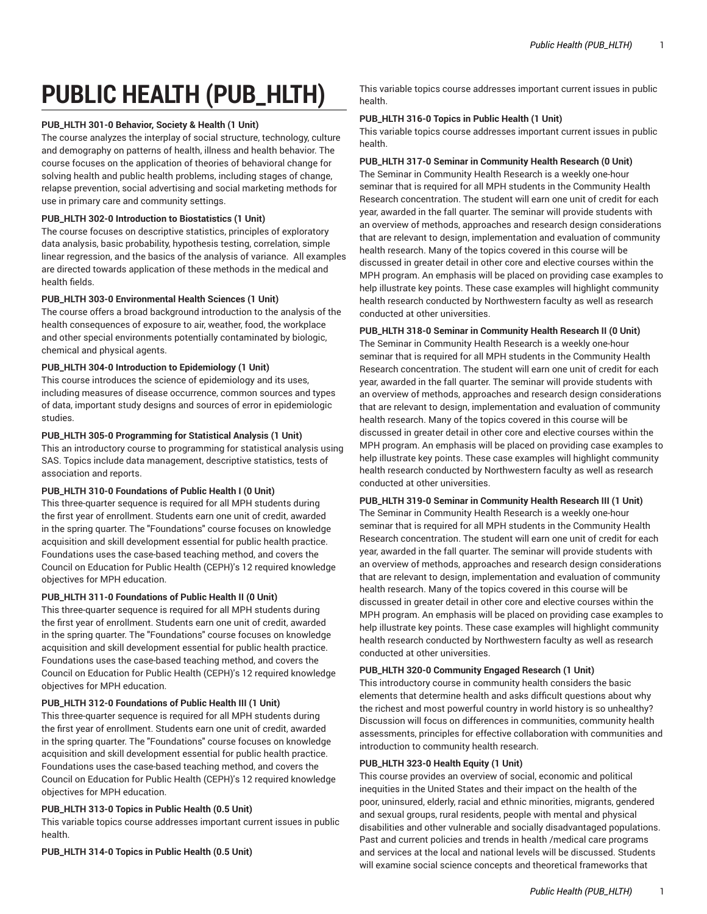# PUBLIC HEALTH (PUB_HLTH)

**PUB_HLTH 301-0 Behavior, Society & Health (1 Unit)**
The course analyzes the interplay of social structure, technology, culture and demography on patterns of health, illness and health behavior. The course focuses on the application of theories of behavioral change for solving health and public health problems, including stages of change, relapse prevention, social advertising and social marketing methods for use in primary care and community settings.

**PUB_HLTH 302-0 Introduction to Biostatistics (1 Unit)**
The course focuses on descriptive statistics, principles of exploratory data analysis, basic probability, hypothesis testing, correlation, simple linear regression, and the basics of the analysis of variance. All examples are directed towards application of these methods in the medical and health fields.

**PUB_HLTH 303-0 Environmental Health Sciences (1 Unit)**
The course offers a broad background introduction to the analysis of the health consequences of exposure to air, weather, food, the workplace and other special environments potentially contaminated by biologic, chemical and physical agents.

**PUB_HLTH 304-0 Introduction to Epidemiology (1 Unit)**
This course introduces the science of epidemiology and its uses, including measures of disease occurrence, common sources and types of data, important study designs and sources of error in epidemiologic studies.

**PUB_HLTH 305-0 Programming for Statistical Analysis (1 Unit)**
This an introductory course to programming for statistical analysis using SAS. Topics include data management, descriptive statistics, tests of association and reports.

**PUB_HLTH 310-0 Foundations of Public Health I (0 Unit)**
This three-quarter sequence is required for all MPH students during the first year of enrollment. Students earn one unit of credit, awarded in the spring quarter. The "Foundations" course focuses on knowledge acquisition and skill development essential for public health practice. Foundations uses the case-based teaching method, and covers the Council on Education for Public Health (CEPH)'s 12 required knowledge objectives for MPH education.

**PUB_HLTH 311-0 Foundations of Public Health II (0 Unit)**
This three-quarter sequence is required for all MPH students during the first year of enrollment. Students earn one unit of credit, awarded in the spring quarter. The "Foundations" course focuses on knowledge acquisition and skill development essential for public health practice. Foundations uses the case-based teaching method, and covers the Council on Education for Public Health (CEPH)'s 12 required knowledge objectives for MPH education.

**PUB_HLTH 312-0 Foundations of Public Health III (1 Unit)**
This three-quarter sequence is required for all MPH students during the first year of enrollment. Students earn one unit of credit, awarded in the spring quarter. The "Foundations" course focuses on knowledge acquisition and skill development essential for public health practice. Foundations uses the case-based teaching method, and covers the Council on Education for Public Health (CEPH)'s 12 required knowledge objectives for MPH education.

**PUB_HLTH 313-0 Topics in Public Health (0.5 Unit)**
This variable topics course addresses important current issues in public health.

**PUB_HLTH 314-0 Topics in Public Health (0.5 Unit)**
This variable topics course addresses important current issues in public health.

**PUB_HLTH 316-0 Topics in Public Health (1 Unit)**
This variable topics course addresses important current issues in public health.

**PUB_HLTH 317-0 Seminar in Community Health Research (0 Unit)**
The Seminar in Community Health Research is a weekly one-hour seminar that is required for all MPH students in the Community Health Research concentration. The student will earn one unit of credit for each year, awarded in the fall quarter. The seminar will provide students with an overview of methods, approaches and research design considerations that are relevant to design, implementation and evaluation of community health research. Many of the topics covered in this course will be discussed in greater detail in other core and elective courses within the MPH program. An emphasis will be placed on providing case examples to help illustrate key points. These case examples will highlight community health research conducted by Northwestern faculty as well as research conducted at other universities.

**PUB_HLTH 318-0 Seminar in Community Health Research II (0 Unit)**
The Seminar in Community Health Research is a weekly one-hour seminar that is required for all MPH students in the Community Health Research concentration. The student will earn one unit of credit for each year, awarded in the fall quarter. The seminar will provide students with an overview of methods, approaches and research design considerations that are relevant to design, implementation and evaluation of community health research. Many of the topics covered in this course will be discussed in greater detail in other core and elective courses within the MPH program. An emphasis will be placed on providing case examples to help illustrate key points. These case examples will highlight community health research conducted by Northwestern faculty as well as research conducted at other universities.

**PUB_HLTH 319-0 Seminar in Community Health Research III (1 Unit)**
The Seminar in Community Health Research is a weekly one-hour seminar that is required for all MPH students in the Community Health Research concentration. The student will earn one unit of credit for each year, awarded in the fall quarter. The seminar will provide students with an overview of methods, approaches and research design considerations that are relevant to design, implementation and evaluation of community health research. Many of the topics covered in this course will be discussed in greater detail in other core and elective courses within the MPH program. An emphasis will be placed on providing case examples to help illustrate key points. These case examples will highlight community health research conducted by Northwestern faculty as well as research conducted at other universities.

**PUB_HLTH 320-0 Community Engaged Research (1 Unit)**
This introductory course in community health considers the basic elements that determine health and asks difficult questions about why the richest and most powerful country in world history is so unhealthy? Discussion will focus on differences in communities, community health assessments, principles for effective collaboration with communities and introduction to community health research.

**PUB_HLTH 323-0 Health Equity (1 Unit)**
This course provides an overview of social, economic and political inequities in the United States and their impact on the health of the poor, uninsured, elderly, racial and ethnic minorities, migrants, gendered and sexual groups, rural residents, people with mental and physical disabilities and other vulnerable and socially disadvantaged populations. Past and current policies and trends in health /medical care programs and services at the local and national levels will be discussed. Students will examine social science concepts and theoretical frameworks that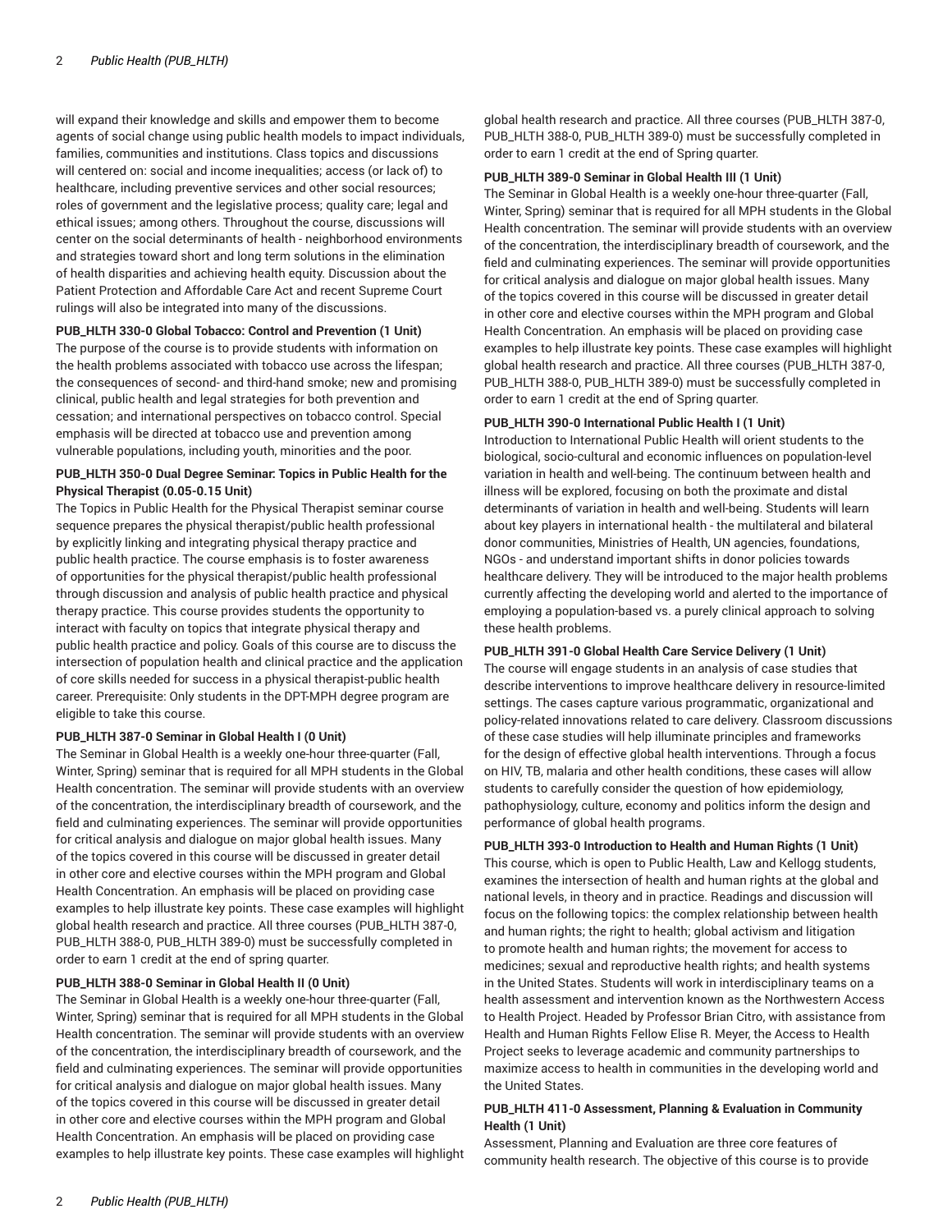will expand their knowledge and skills and empower them to become agents of social change using public health models to impact individuals, families, communities and institutions. Class topics and discussions will centered on: social and income inequalities; access (or lack of) to healthcare, including preventive services and other social resources; roles of government and the legislative process; quality care; legal and ethical issues; among others. Throughout the course, discussions will center on the social determinants of health - neighborhood environments and strategies toward short and long term solutions in the elimination of health disparities and achieving health equity. Discussion about the Patient Protection and Affordable Care Act and recent Supreme Court rulings will also be integrated into many of the discussions.

**PUB_HLTH 330-0 Global Tobacco: Control and Prevention (1 Unit)**
The purpose of the course is to provide students with information on the health problems associated with tobacco use across the lifespan; the consequences of second- and third-hand smoke; new and promising clinical, public health and legal strategies for both prevention and cessation; and international perspectives on tobacco control. Special emphasis will be directed at tobacco use and prevention among vulnerable populations, including youth, minorities and the poor.

**PUB_HLTH 350-0 Dual Degree Seminar: Topics in Public Health for the Physical Therapist (0.05-0.15 Unit)**
The Topics in Public Health for the Physical Therapist seminar course sequence prepares the physical therapist/public health professional by explicitly linking and integrating physical therapy practice and public health practice. The course emphasis is to foster awareness of opportunities for the physical therapist/public health professional through discussion and analysis of public health practice and physical therapy practice. This course provides students the opportunity to interact with faculty on topics that integrate physical therapy and public health practice and policy. Goals of this course are to discuss the intersection of population health and clinical practice and the application of core skills needed for success in a physical therapist-public health career. Prerequisite: Only students in the DPT-MPH degree program are eligible to take this course.

**PUB_HLTH 387-0 Seminar in Global Health I (0 Unit)**
The Seminar in Global Health is a weekly one-hour three-quarter (Fall, Winter, Spring) seminar that is required for all MPH students in the Global Health concentration. The seminar will provide students with an overview of the concentration, the interdisciplinary breadth of coursework, and the field and culminating experiences. The seminar will provide opportunities for critical analysis and dialogue on major global health issues. Many of the topics covered in this course will be discussed in greater detail in other core and elective courses within the MPH program and Global Health Concentration. An emphasis will be placed on providing case examples to help illustrate key points. These case examples will highlight global health research and practice. All three courses (PUB_HLTH 387-0, PUB_HLTH 388-0, PUB_HLTH 389-0) must be successfully completed in order to earn 1 credit at the end of spring quarter.

**PUB_HLTH 388-0 Seminar in Global Health II (0 Unit)**
The Seminar in Global Health is a weekly one-hour three-quarter (Fall, Winter, Spring) seminar that is required for all MPH students in the Global Health concentration. The seminar will provide students with an overview of the concentration, the interdisciplinary breadth of coursework, and the field and culminating experiences. The seminar will provide opportunities for critical analysis and dialogue on major global health issues. Many of the topics covered in this course will be discussed in greater detail in other core and elective courses within the MPH program and Global Health Concentration. An emphasis will be placed on providing case examples to help illustrate key points. These case examples will highlight global health research and practice. All three courses (PUB_HLTH 387-0, PUB_HLTH 388-0, PUB_HLTH 389-0) must be successfully completed in order to earn 1 credit at the end of Spring quarter.

**PUB_HLTH 389-0 Seminar in Global Health III (1 Unit)**
The Seminar in Global Health is a weekly one-hour three-quarter (Fall, Winter, Spring) seminar that is required for all MPH students in the Global Health concentration. The seminar will provide students with an overview of the concentration, the interdisciplinary breadth of coursework, and the field and culminating experiences. The seminar will provide opportunities for critical analysis and dialogue on major global health issues. Many of the topics covered in this course will be discussed in greater detail in other core and elective courses within the MPH program and Global Health Concentration. An emphasis will be placed on providing case examples to help illustrate key points. These case examples will highlight global health research and practice. All three courses (PUB_HLTH 387-0, PUB_HLTH 388-0, PUB_HLTH 389-0) must be successfully completed in order to earn 1 credit at the end of Spring quarter.

**PUB_HLTH 390-0 International Public Health I (1 Unit)**
Introduction to International Public Health will orient students to the biological, socio-cultural and economic influences on population-level variation in health and well-being. The continuum between health and illness will be explored, focusing on both the proximate and distal determinants of variation in health and well-being. Students will learn about key players in international health - the multilateral and bilateral donor communities, Ministries of Health, UN agencies, foundations, NGOs - and understand important shifts in donor policies towards healthcare delivery. They will be introduced to the major health problems currently affecting the developing world and alerted to the importance of employing a population-based vs. a purely clinical approach to solving these health problems.

**PUB_HLTH 391-0 Global Health Care Service Delivery (1 Unit)**
The course will engage students in an analysis of case studies that describe interventions to improve healthcare delivery in resource-limited settings. The cases capture various programmatic, organizational and policy-related innovations related to care delivery. Classroom discussions of these case studies will help illuminate principles and frameworks for the design of effective global health interventions. Through a focus on HIV, TB, malaria and other health conditions, these cases will allow students to carefully consider the question of how epidemiology, pathophysiology, culture, economy and politics inform the design and performance of global health programs.

**PUB_HLTH 393-0 Introduction to Health and Human Rights (1 Unit)**
This course, which is open to Public Health, Law and Kellogg students, examines the intersection of health and human rights at the global and national levels, in theory and in practice. Readings and discussion will focus on the following topics: the complex relationship between health and human rights; the right to health; global activism and litigation to promote health and human rights; the movement for access to medicines; sexual and reproductive health rights; and health systems in the United States. Students will work in interdisciplinary teams on a health assessment and intervention known as the Northwestern Access to Health Project. Headed by Professor Brian Citro, with assistance from Health and Human Rights Fellow Elise R. Meyer, the Access to Health Project seeks to leverage academic and community partnerships to maximize access to health in communities in the developing world and the United States.

**PUB_HLTH 411-0 Assessment, Planning & Evaluation in Community Health (1 Unit)**
Assessment, Planning and Evaluation are three core features of community health research. The objective of this course is to provide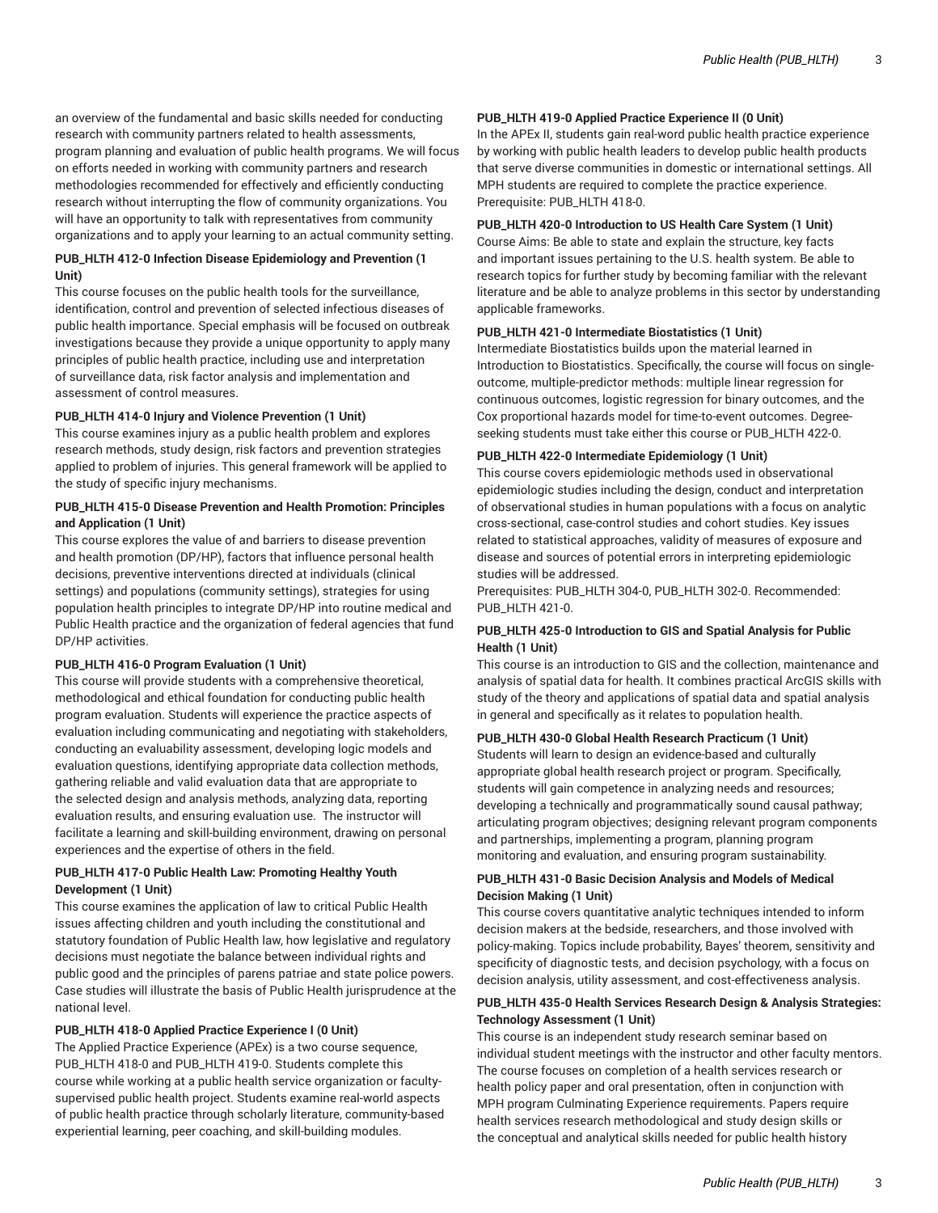an overview of the fundamental and basic skills needed for conducting research with community partners related to health assessments, program planning and evaluation of public health programs. We will focus on efforts needed in working with community partners and research methodologies recommended for effectively and efficiently conducting research without interrupting the flow of community organizations. You will have an opportunity to talk with representatives from community organizations and to apply your learning to an actual community setting.

**PUB_HLTH 412-0 Infection Disease Epidemiology and Prevention (1 Unit)**
This course focuses on the public health tools for the surveillance, identification, control and prevention of selected infectious diseases of public health importance. Special emphasis will be focused on outbreak investigations because they provide a unique opportunity to apply many principles of public health practice, including use and interpretation of surveillance data, risk factor analysis and implementation and assessment of control measures.

**PUB_HLTH 414-0 Injury and Violence Prevention (1 Unit)**
This course examines injury as a public health problem and explores research methods, study design, risk factors and prevention strategies applied to problem of injuries. This general framework will be applied to the study of specific injury mechanisms.

**PUB_HLTH 415-0 Disease Prevention and Health Promotion: Principles and Application (1 Unit)**
This course explores the value of and barriers to disease prevention and health promotion (DP/HP), factors that influence personal health decisions, preventive interventions directed at individuals (clinical settings) and populations (community settings), strategies for using population health principles to integrate DP/HP into routine medical and Public Health practice and the organization of federal agencies that fund DP/HP activities.

**PUB_HLTH 416-0 Program Evaluation (1 Unit)**
This course will provide students with a comprehensive theoretical, methodological and ethical foundation for conducting public health program evaluation. Students will experience the practice aspects of evaluation including communicating and negotiating with stakeholders, conducting an evaluability assessment, developing logic models and evaluation questions, identifying appropriate data collection methods, gathering reliable and valid evaluation data that are appropriate to the selected design and analysis methods, analyzing data, reporting evaluation results, and ensuring evaluation use. The instructor will facilitate a learning and skill-building environment, drawing on personal experiences and the expertise of others in the field.

**PUB_HLTH 417-0 Public Health Law: Promoting Healthy Youth Development (1 Unit)**
This course examines the application of law to critical Public Health issues affecting children and youth including the constitutional and statutory foundation of Public Health law, how legislative and regulatory decisions must negotiate the balance between individual rights and public good and the principles of parens patriae and state police powers. Case studies will illustrate the basis of Public Health jurisprudence at the national level.

**PUB_HLTH 418-0 Applied Practice Experience I (0 Unit)**
The Applied Practice Experience (APEx) is a two course sequence, PUB_HLTH 418-0 and PUB_HLTH 419-0. Students complete this course while working at a public health service organization or faculty-supervised public health project. Students examine real-world aspects of public health practice through scholarly literature, community-based experiential learning, peer coaching, and skill-building modules.

**PUB_HLTH 419-0 Applied Practice Experience II (0 Unit)**
In the APEx II, students gain real-word public health practice experience by working with public health leaders to develop public health products that serve diverse communities in domestic or international settings. All MPH students are required to complete the practice experience.
Prerequisite: PUB_HLTH 418-0.

**PUB_HLTH 420-0 Introduction to US Health Care System (1 Unit)**
Course Aims: Be able to state and explain the structure, key facts and important issues pertaining to the U.S. health system. Be able to research topics for further study by becoming familiar with the relevant literature and be able to analyze problems in this sector by understanding applicable frameworks.

**PUB_HLTH 421-0 Intermediate Biostatistics (1 Unit)**
Intermediate Biostatistics builds upon the material learned in Introduction to Biostatistics. Specifically, the course will focus on single-outcome, multiple-predictor methods: multiple linear regression for continuous outcomes, logistic regression for binary outcomes, and the Cox proportional hazards model for time-to-event outcomes. Degree-seeking students must take either this course or PUB_HLTH 422-0.

**PUB_HLTH 422-0 Intermediate Epidemiology (1 Unit)**
This course covers epidemiologic methods used in observational epidemiologic studies including the design, conduct and interpretation of observational studies in human populations with a focus on analytic cross-sectional, case-control studies and cohort studies. Key issues related to statistical approaches, validity of measures of exposure and disease and sources of potential errors in interpreting epidemiologic studies will be addressed.
Prerequisites: PUB_HLTH 304-0, PUB_HLTH 302-0. Recommended: PUB_HLTH 421-0.

**PUB_HLTH 425-0 Introduction to GIS and Spatial Analysis for Public Health (1 Unit)**
This course is an introduction to GIS and the collection, maintenance and analysis of spatial data for health. It combines practical ArcGIS skills with study of the theory and applications of spatial data and spatial analysis in general and specifically as it relates to population health.

**PUB_HLTH 430-0 Global Health Research Practicum (1 Unit)**
Students will learn to design an evidence-based and culturally appropriate global health research project or program. Specifically, students will gain competence in analyzing needs and resources; developing a technically and programmatically sound causal pathway; articulating program objectives; designing relevant program components and partnerships, implementing a program, planning program monitoring and evaluation, and ensuring program sustainability.

**PUB_HLTH 431-0 Basic Decision Analysis and Models of Medical Decision Making (1 Unit)**
This course covers quantitative analytic techniques intended to inform decision makers at the bedside, researchers, and those involved with policy-making. Topics include probability, Bayes' theorem, sensitivity and specificity of diagnostic tests, and decision psychology, with a focus on decision analysis, utility assessment, and cost-effectiveness analysis.

**PUB_HLTH 435-0 Health Services Research Design & Analysis Strategies: Technology Assessment (1 Unit)**
This course is an independent study research seminar based on individual student meetings with the instructor and other faculty mentors. The course focuses on completion of a health services research or health policy paper and oral presentation, often in conjunction with MPH program Culminating Experience requirements. Papers require health services research methodological and study design skills or the conceptual and analytical skills needed for public health history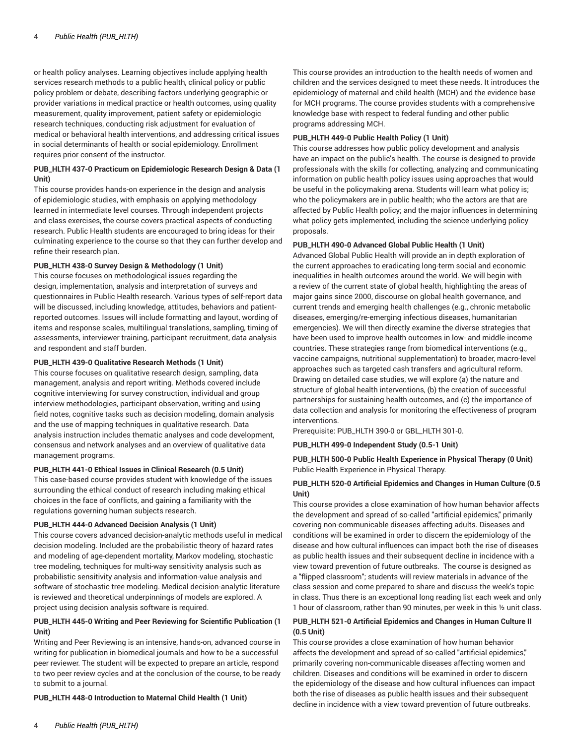or health policy analyses. Learning objectives include applying health services research methods to a public health, clinical policy or public policy problem or debate, describing factors underlying geographic or provider variations in medical practice or health outcomes, using quality measurement, quality improvement, patient safety or epidemiologic research techniques, conducting risk adjustment for evaluation of medical or behavioral health interventions, and addressing critical issues in social determinants of health or social epidemiology. Enrollment requires prior consent of the instructor.

**PUB_HLTH 437-0 Practicum on Epidemiologic Research Design & Data (1 Unit)**
This course provides hands-on experience in the design and analysis of epidemiologic studies, with emphasis on applying methodology learned in intermediate level courses. Through independent projects and class exercises, the course covers practical aspects of conducting research. Public Health students are encouraged to bring ideas for their culminating experience to the course so that they can further develop and refine their research plan.

**PUB_HLTH 438-0 Survey Design & Methodology (1 Unit)**
This course focuses on methodological issues regarding the design, implementation, analysis and interpretation of surveys and questionnaires in Public Health research. Various types of self-report data will be discussed, including knowledge, attitudes, behaviors and patient-reported outcomes. Issues will include formatting and layout, wording of items and response scales, multilingual translations, sampling, timing of assessments, interviewer training, participant recruitment, data analysis and respondent and staff burden.

**PUB_HLTH 439-0 Qualitative Research Methods (1 Unit)**
This course focuses on qualitative research design, sampling, data management, analysis and report writing. Methods covered include cognitive interviewing for survey construction, individual and group interview methodologies, participant observation, writing and using field notes, cognitive tasks such as decision modeling, domain analysis and the use of mapping techniques in qualitative research. Data analysis instruction includes thematic analyses and code development, consensus and network analyses and an overview of qualitative data management programs.

**PUB_HLTH 441-0 Ethical Issues in Clinical Research (0.5 Unit)**
This case-based course provides student with knowledge of the issues surrounding the ethical conduct of research including making ethical choices in the face of conflicts, and gaining a familiarity with the regulations governing human subjects research.

**PUB_HLTH 444-0 Advanced Decision Analysis (1 Unit)**
This course covers advanced decision-analytic methods useful in medical decision modeling. Included are the probabilistic theory of hazard rates and modeling of age-dependent mortality, Markov modeling, stochastic tree modeling, techniques for multi-way sensitivity analysis such as probabilistic sensitivity analysis and information-value analysis and software of stochastic tree modeling. Medical decision-analytic literature is reviewed and theoretical underpinnings of models are explored. A project using decision analysis software is required.

**PUB_HLTH 445-0 Writing and Peer Reviewing for Scientific Publication (1 Unit)**
Writing and Peer Reviewing is an intensive, hands-on, advanced course in writing for publication in biomedical journals and how to be a successful peer reviewer. The student will be expected to prepare an article, respond to two peer review cycles and at the conclusion of the course, to be ready to submit to a journal.

**PUB_HLTH 448-0 Introduction to Maternal Child Health (1 Unit)**
This course provides an introduction to the health needs of women and children and the services designed to meet these needs. It introduces the epidemiology of maternal and child health (MCH) and the evidence base for MCH programs. The course provides students with a comprehensive knowledge base with respect to federal funding and other public programs addressing MCH.

**PUB_HLTH 449-0 Public Health Policy (1 Unit)**
This course addresses how public policy development and analysis have an impact on the public's health. The course is designed to provide professionals with the skills for collecting, analyzing and communicating information on public health policy issues using approaches that would be useful in the policymaking arena. Students will learn what policy is; who the policymakers are in public health; who the actors are that are affected by Public Health policy; and the major influences in determining what policy gets implemented, including the science underlying policy proposals.

**PUB_HLTH 490-0 Advanced Global Public Health (1 Unit)**
Advanced Global Public Health will provide an in depth exploration of the current approaches to eradicating long-term social and economic inequalities in health outcomes around the world. We will begin with a review of the current state of global health, highlighting the areas of major gains since 2000, discourse on global health governance, and current trends and emerging health challenges (e.g., chronic metabolic diseases, emerging/re-emerging infectious diseases, humanitarian emergencies). We will then directly examine the diverse strategies that have been used to improve health outcomes in low- and middle-income countries. These strategies range from biomedical interventions (e.g., vaccine campaigns, nutritional supplementation) to broader, macro-level approaches such as targeted cash transfers and agricultural reform. Drawing on detailed case studies, we will explore (a) the nature and structure of global health interventions, (b) the creation of successful partnerships for sustaining health outcomes, and (c) the importance of data collection and analysis for monitoring the effectiveness of program interventions.
Prerequisite: PUB_HLTH 390-0 or GBL_HLTH 301-0.

**PUB_HLTH 499-0 Independent Study (0.5-1 Unit)**

**PUB_HLTH 500-0 Public Health Experience in Physical Therapy (0 Unit)**
Public Health Experience in Physical Therapy.

**PUB_HLTH 520-0 Artificial Epidemics and Changes in Human Culture (0.5 Unit)**
This course provides a close examination of how human behavior affects the development and spread of so-called "artificial epidemics," primarily covering non-communicable diseases affecting adults. Diseases and conditions will be examined in order to discern the epidemiology of the disease and how cultural influences can impact both the rise of diseases as public health issues and their subsequent decline in incidence with a view toward prevention of future outbreaks. The course is designed as a "flipped classroom"; students will review materials in advance of the class session and come prepared to share and discuss the week's topic in class. Thus there is an exceptional long reading list each week and only 1 hour of classroom, rather than 90 minutes, per week in this ½ unit class.

**PUB_HLTH 521-0 Artificial Epidemics and Changes in Human Culture II (0.5 Unit)**
This course provides a close examination of how human behavior affects the development and spread of so-called "artificial epidemics," primarily covering non-communicable diseases affecting women and children. Diseases and conditions will be examined in order to discern the epidemiology of the disease and how cultural influences can impact both the rise of diseases as public health issues and their subsequent decline in incidence with a view toward prevention of future outbreaks.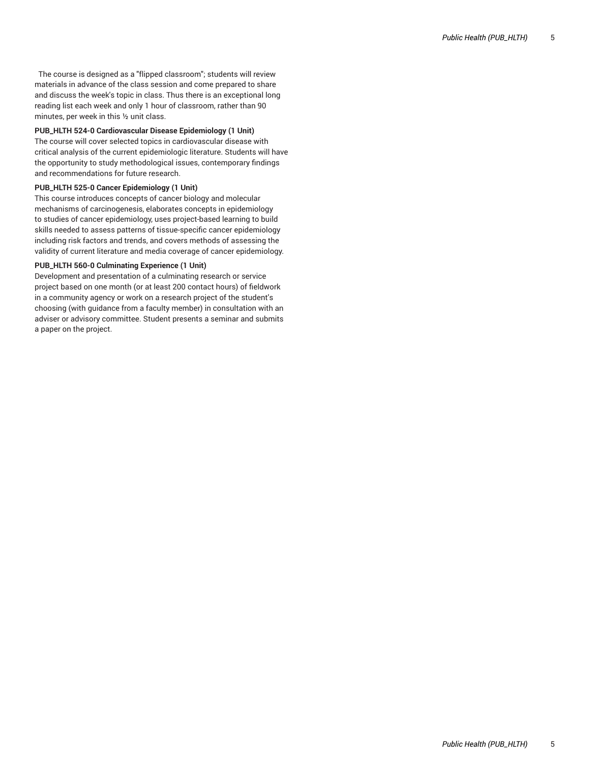The course is designed as a "flipped classroom"; students will review materials in advance of the class session and come prepared to share and discuss the week's topic in class. Thus there is an exceptional long reading list each week and only 1 hour of classroom, rather than 90 minutes, per week in this ½ unit class.

**PUB_HLTH 524-0 Cardiovascular Disease Epidemiology (1 Unit)**
The course will cover selected topics in cardiovascular disease with critical analysis of the current epidemiologic literature. Students will have the opportunity to study methodological issues, contemporary findings and recommendations for future research.

**PUB_HLTH 525-0 Cancer Epidemiology (1 Unit)**
This course introduces concepts of cancer biology and molecular mechanisms of carcinogenesis, elaborates concepts in epidemiology to studies of cancer epidemiology, uses project-based learning to build skills needed to assess patterns of tissue-specific cancer epidemiology including risk factors and trends, and covers methods of assessing the validity of current literature and media coverage of cancer epidemiology.

**PUB_HLTH 560-0 Culminating Experience (1 Unit)**
Development and presentation of a culminating research or service project based on one month (or at least 200 contact hours) of fieldwork in a community agency or work on a research project of the student's choosing (with guidance from a faculty member) in consultation with an adviser or advisory committee. Student presents a seminar and submits a paper on the project.